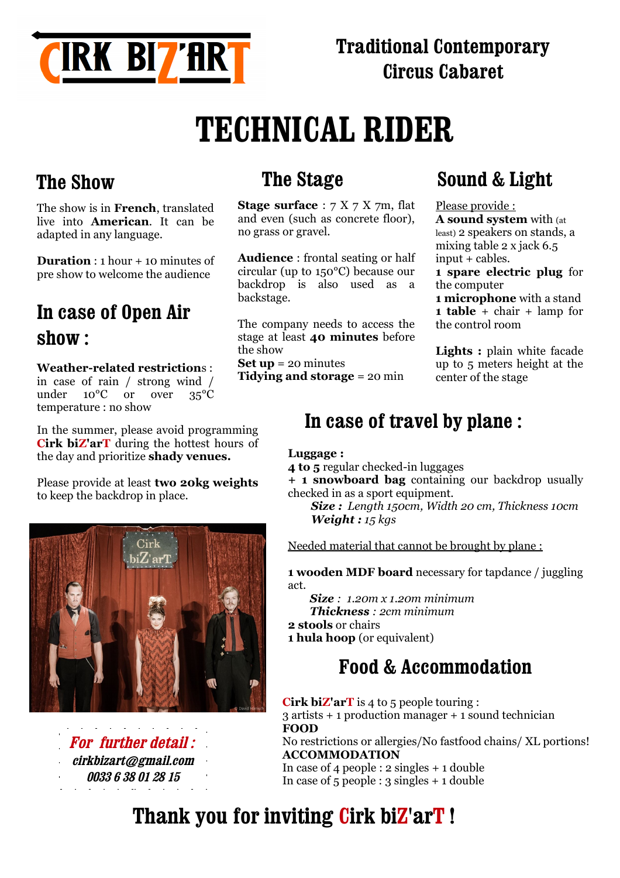CIRK BIZ'ART

Traditional Contemporary Circus Cabaret

# TECHNICAL RIDER

## The Show

The show is in **French**, translated live into **American**. It can be adapted in any language.

**Duration** : 1 hour + 10 minutes of pre show to welcome the audience

## In case of Open Air show :

**Weather-related restrictions** : in case of rain / strong wind / under 10°C or over 35°C temperature : no show

In the summer, please avoid programming **Cirk biZ'arT** during the hottest hours of the day and prioritize **shady venues.**

Please provide at least **two 20kg weights** to keep the backdrop in place.

***For further detail :***
***cirkbizart@gmail.com***
***0033 6 38 01 28 15***

## The Stage

**Stage surface** : 7 X 7 X 7m, flat and even (such as concrete floor), no grass or gravel.

**Audience** : frontal seating or half circular (up to 150°C) because our backdrop is also used as a backstage.

The company needs to access the stage at least **40 minutes** before the show
**Set up** = 20 minutes
**Tidying and storage** = 20 min

## Sound & Light

Please provide :
**A sound system** with (at least) 2 speakers on stands, a mixing table 2 x jack 6.5 input + cables.
**1 spare electric plug** for the computer
**1 microphone** with a stand
**1 table** + chair + lamp for the control room

**Lights :** plain white facade up to 5 meters height at the center of the stage

## In case of travel by plane :

**Luggage :**
**4 to 5** regular checked-in luggages
+ **1 snowboard bag** containing our backdrop usually checked in as a sport equipment.
*__Size :__ Length 150cm, Width 20 cm, Thickness 10cm*
*__Weight :__ 15 kgs*

Needed material that cannot be brought by plane :

**1 wooden MDF board** necessary for tapdance / juggling act.
*__Size__ : 1.20m x 1.20m minimum*
*__Thickness__ : 2cm minimum*
**2 stools** or chairs
**1 hula hoop** (or equivalent)

## Food & Accommodation

**Cirk biZ'arT** is 4 to 5 people touring :
3 artists + 1 production manager + 1 sound technician
**FOOD**
No restrictions or allergies/No fastfood chains/ XL portions!
**ACCOMMODATION**
In case of 4 people : 2 singles + 1 double
In case of 5 people : 3 singles + 1 double

## Thank you for inviting Cirk biZ'arT !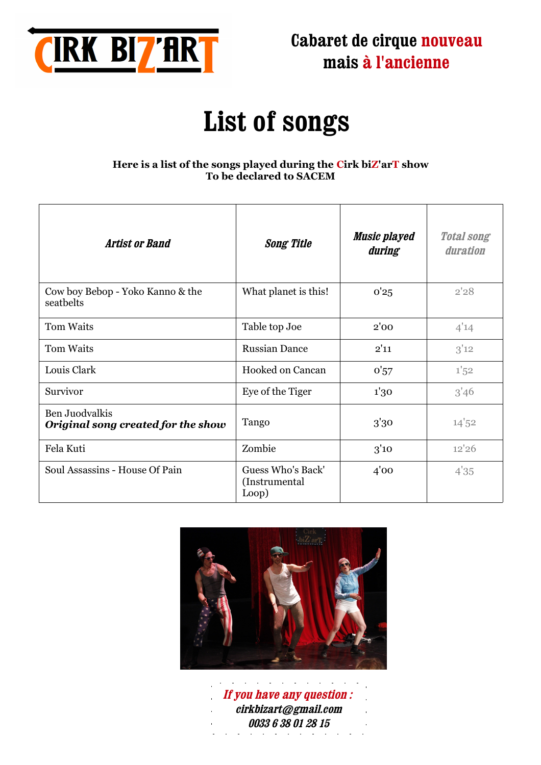CIRK BIZ'ART

Cabaret de cirque nouveau
mais à l'ancienne

# List of songs

**Here is a list of the songs played during the Cirk biZ'arT show**
**To be declared to SACEM**

| *Artist or Band* | *Song Title* | *Music played during* | *Total song duration* |
|---|---|---|---|
| Cow boy Bebop - Yoko Kanno & the seatbelts | What planet is this! | 0'25 | 2'28 |
| Tom Waits | Table top Joe | 2'00 | 4'14 |
| Tom Waits | Russian Dance | 2'11 | 3'12 |
| Louis Clark | Hooked on Cancan | 0'57 | 1'52 |
| Survivor | Eye of the Tiger | 1'30 | 3'46 |
| Ben Juodvalkis ***Original song created for the show*** | Tango | 3'30 | 14'52 |
| Fela Kuti | Zombie | 3'10 | 12'26 |
| Soul Assassins - House Of Pain | Guess Who's Back' (Instrumental Loop) | 4'00 | 4'35 |

*If you have any question :*
*cirkbizart@gmail.com*
*0033 6 38 01 28 15*